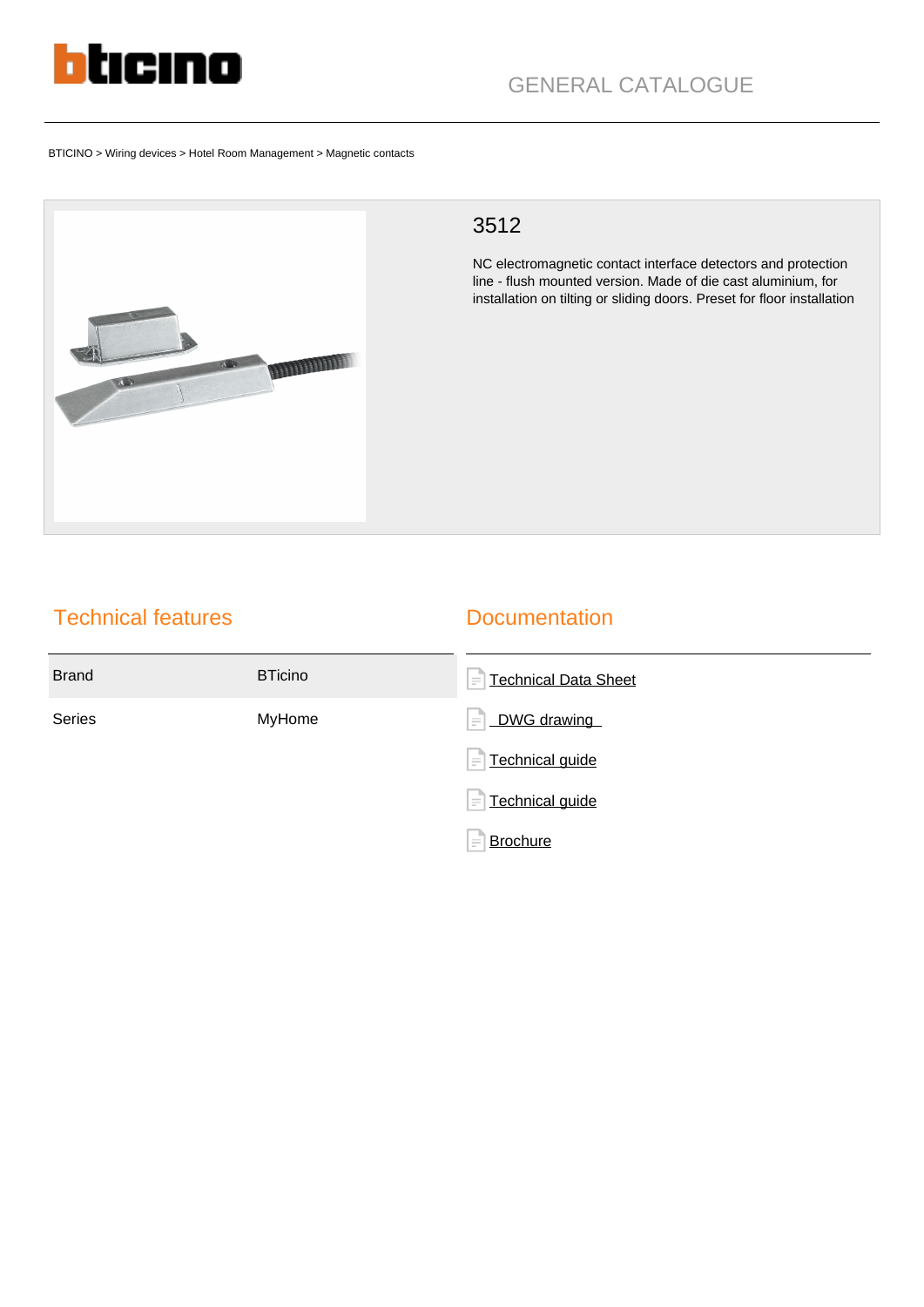GENERAL CATALOGUE

BTICINO > Wiring devices > Hotel Room Management > Magnetic contacts

# 3512

NC electromagnetic contact interface detectors and protection line - flush mounted version. Made of die cast aluminium, for installation on tilting or sliding doors. Preset for floor installation

## Technical features

| | |
|---|---|
| Brand | BTicino |
| Series | MyHome |

## Documentation

- Technical Data Sheet
- DWG drawing
- Technical guide
- Technical guide
- Brochure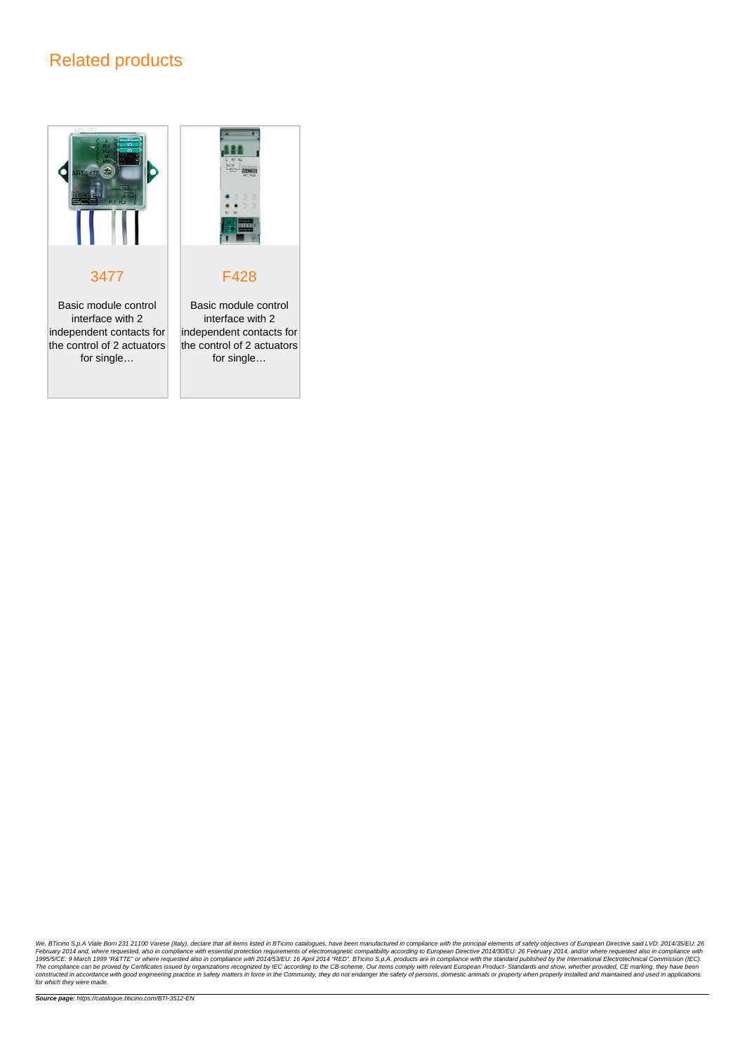## Related products

### 3477

Basic module control interface with 2 independent contacts for the control of 2 actuators for single…

### F428

Basic module control interface with 2 independent contacts for the control of 2 actuators for single…

*We, BTicino S.p.A Viale Borri 231 21100 Varese (Italy), declare that all items listed in BTicino catalogues, have been manufactured in compliance with the principal elements of safety objectives of European Directive said LVD: 2014/35/EU: 26 February 2014 and, where requested, also in compliance with essential protection requirements of electromagnetic compatibility according to European Directive 2014/30/EU: 26 February 2014, and/or where requested also in compliance with 1995/5/CE: 9 March 1999 "R&TTE" or where requested also in compliance with 2014/53/EU: 16 April 2014 "RED". BTicino S.p.A. products are in compliance with the standard published by the International Electrotechnical Commission (IEC). The compliance can be proved by Certificates issued by organizations recognized by IEC according to the CB-scheme. Our items comply with relevant European Product- Standards and show, whether provided, CE marking, they have been constructed in accordance with good engineering practice in safety matters in force in the Community, they do not endanger the safety of persons, domestic animals or property when properly installed and maintained and used in applications for which they were made.*

**Source page:** *https://catalogue.bticino.com/BTI-3512-EN*